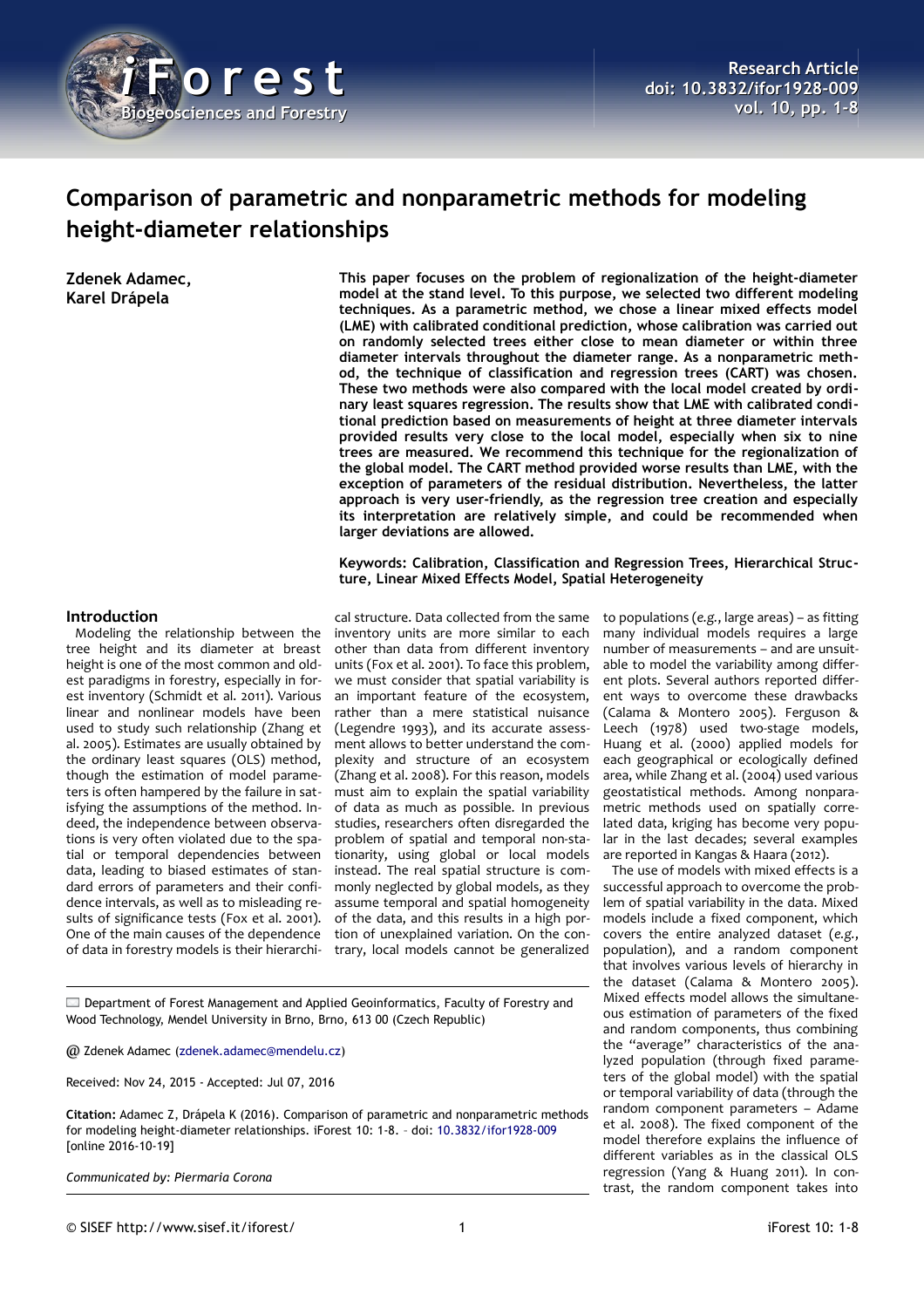Research Article
doi: 10.3832/ifor1928-009

# Comparison of parametric and nonparametric methods for modeling height-diameter relationships

**Zdenek Adamec, Karel Drápela**

**This paper focuses on the problem of regionalization of the height-diameter model at the stand level. To this purpose, we selected two different modeling techniques. As a parametric method, we chose a linear mixed effects model (LME) with calibrated conditional prediction, whose calibration was carried out on randomly selected trees either close to mean diameter or within three diameter intervals throughout the diameter range. As a nonparametric method, the technique of classification and regression trees (CART) was chosen. These two methods were also compared with the local model created by ordinary least squares regression. The results show that LME with calibrated conditional prediction based on measurements of height at three diameter intervals provided results very close to the local model, especially when six to nine trees are measured. We recommend this technique for the regionalization of the global model. The CART method provided worse results than LME, with the exception of parameters of the residual distribution. Nevertheless, the latter approach is very user-friendly, as the regression tree creation and especially its interpretation are relatively simple, and could be recommended when larger deviations are allowed.**

**Keywords: Calibration, Classification and Regression Trees, Hierarchical Structure, Linear Mixed Effects Model, Spatial Heterogeneity**

## Introduction

Modeling the relationship between the tree height and its diameter at breast height is one of the most common and oldest paradigms in forestry, especially in forest inventory (Schmidt et al. 2011). Various linear and nonlinear models have been used to study such relationship (Zhang et al. 2005). Estimates are usually obtained by the ordinary least squares (OLS) method, though the estimation of model parameters is often hampered by the failure in satisfying the assumptions of the method. Indeed, the independence between observations is very often violated due to the spatial or temporal dependencies between data, leading to biased estimates of standard errors of parameters and their confidence intervals, as well as to misleading results of significance tests (Fox et al. 2001). One of the main causes of the dependence of data in forestry models is their hierarchical structure. Data collected from the same inventory units are more similar to each other than data from different inventory units (Fox et al. 2001). To face this problem, we must consider that spatial variability is an important feature of the ecosystem, rather than a mere statistical nuisance (Legendre 1993), and its accurate assessment allows to better understand the complexity and structure of an ecosystem (Zhang et al. 2008). For this reason, models must aim to explain the spatial variability of data as much as possible. In previous studies, researchers often disregarded the problem of spatial and temporal non-stationarity, using global or local models instead. The real spatial structure is commonly neglected by global models, as they assume temporal and spatial homogeneity of the data, and this results in a high portion of unexplained variation. On the contrary, local models cannot be generalized to populations (*e.g.*, large areas) – as fitting many individual models requires a large number of measurements – and are unsuitable to model the variability among different plots. Several authors reported different ways to overcome these drawbacks (Calama & Montero 2005). Ferguson & Leech (1978) used two-stage models, Huang et al. (2000) applied models for each geographical or ecologically defined area, while Zhang et al. (2004) used various geostatistical methods. Among nonparametric methods used on spatially correlated data, kriging has become very popular in the last decades; several examples are reported in Kangas & Haara (2012).

The use of models with mixed effects is a successful approach to overcome the problem of spatial variability in the data. Mixed models include a fixed component, which covers the entire analyzed dataset (*e.g.*, population), and a random component that involves various levels of hierarchy in the dataset (Calama & Montero 2005). Mixed effects model allows the simultaneous estimation of parameters of the fixed and random components, thus combining the "average" characteristics of the analyzed population (through fixed parameters of the global model) with the spatial or temporal variability of data (through the random component parameters – Adame et al. 2008). The fixed component of the model therefore explains the influence of different variables as in the classical OLS regression (Yang & Huang 2011). In contrast, the random component takes into

---

Department of Forest Management and Applied Geoinformatics, Faculty of Forestry and Wood Technology, Mendel University in Brno, Brno, 613 00 (Czech Republic)

@ Zdenek Adamec (zdenek.adamec@mendelu.cz)

Received: Nov 24, 2015 - Accepted: Jul 07, 2016

**Citation:** Adamec Z, Drápela K (2016). Comparison of parametric and nonparametric methods for modeling height-diameter relationships. iForest 10: 1-8. – doi: 10.3832/ifor1928-009 [online 2016-10-19]

*Communicated by: Piermaria Corona*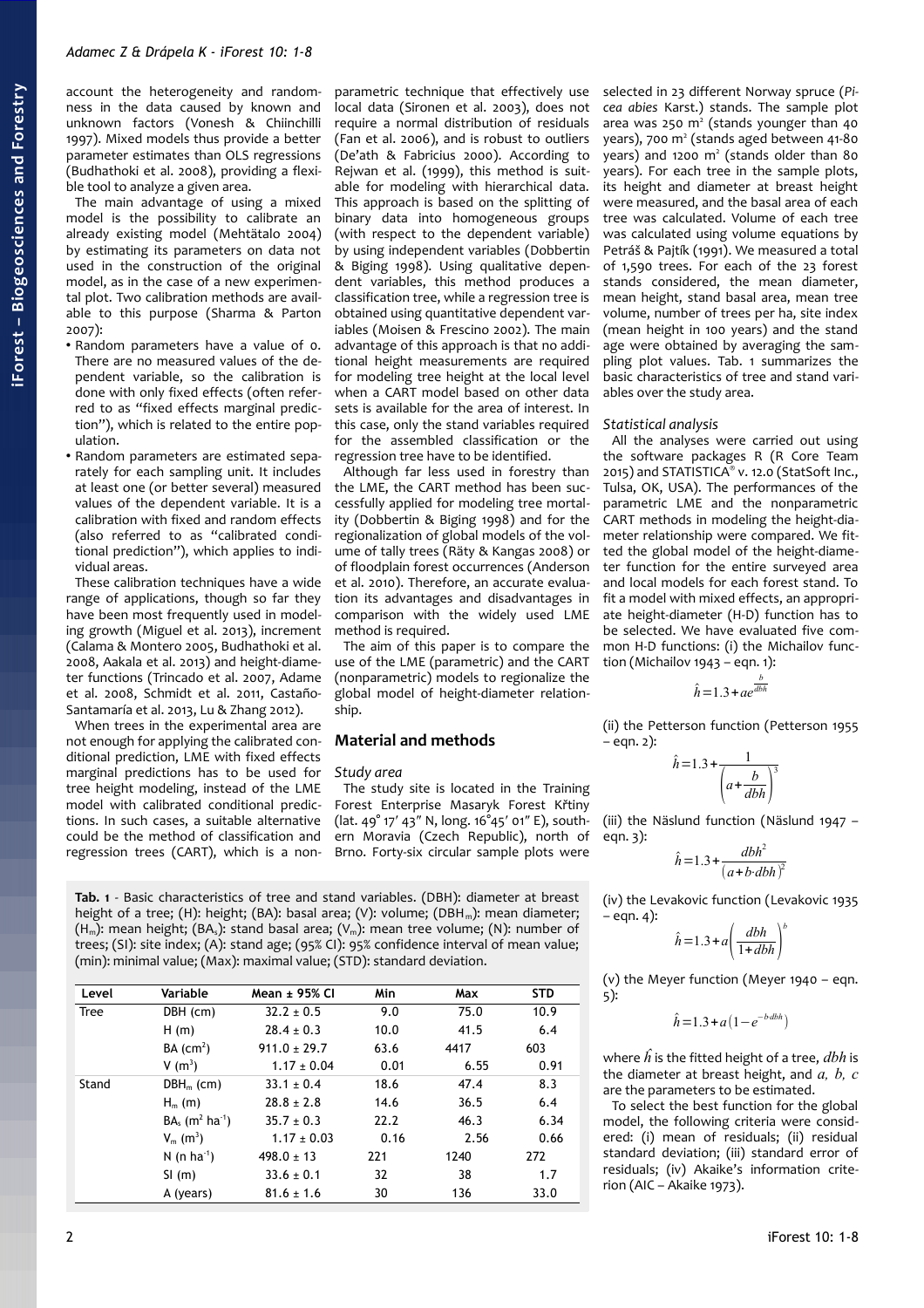account the heterogeneity and randomness in the data caused by known and unknown factors (Vonesh & Chiinchilli 1997). Mixed models thus provide a better parameter estimates than OLS regressions (Budhathoki et al. 2008), providing a flexible tool to analyze a given area.

The main advantage of using a mixed model is the possibility to calibrate an already existing model (Mehtätalo 2004) by estimating its parameters on data not used in the construction of the original model, as in the case of a new experimental plot. Two calibration methods are available to this purpose (Sharma & Parton 2007):

- Random parameters have a value of 0. There are no measured values of the dependent variable, so the calibration is done with only fixed effects (often referred to as "fixed effects marginal prediction"), which is related to the entire population.
- Random parameters are estimated separately for each sampling unit. It includes at least one (or better several) measured values of the dependent variable. It is a calibration with fixed and random effects (also referred to as "calibrated conditional prediction"), which applies to individual areas.

These calibration techniques have a wide range of applications, though so far they have been most frequently used in modeling growth (Miguel et al. 2013), increment (Calama & Montero 2005, Budhathoki et al. 2008, Aakala et al. 2013) and height-diameter functions (Trincado et al. 2007, Adame et al. 2008, Schmidt et al. 2011, Castaño-Santamaría et al. 2013, Lu & Zhang 2012).

When trees in the experimental area are not enough for applying the calibrated conditional prediction, LME with fixed effects marginal predictions has to be used for tree height modeling, instead of the LME model with calibrated conditional predictions. In such cases, a suitable alternative could be the method of classification and regression trees (CART), which is a nonparametric technique that effectively use local data (Sironen et al. 2003), does not require a normal distribution of residuals (Fan et al. 2006), and is robust to outliers (De'ath & Fabricius 2000). According to Rejwan et al. (1999), this method is suitable for modeling with hierarchical data. This approach is based on the splitting of binary data into homogeneous groups (with respect to the dependent variable) by using independent variables (Dobbertin & Biging 1998). Using qualitative dependent variables, this method produces a classification tree, while a regression tree is obtained using quantitative dependent variables (Moisen & Frescino 2002). The main advantage of this approach is that no additional height measurements are required for modeling tree height at the local level when a CART model based on other data sets is available for the area of interest. In this case, only the stand variables required for the assembled classification or the regression tree have to be identified.

Although far less used in forestry than the LME, the CART method has been successfully applied for modeling tree mortality (Dobbertin & Biging 1998) and for the regionalization of global models of the volume of tally trees (Räty & Kangas 2008) or of floodplain forest occurrences (Anderson et al. 2010). Therefore, an accurate evaluation its advantages and disadvantages in comparison with the widely used LME method is required.

The aim of this paper is to compare the use of the LME (parametric) and the CART (nonparametric) models to regionalize the global model of height-diameter relationship.

## Material and methods

### *Study area*

The study site is located in the Training Forest Enterprise Masaryk Forest Křtiny (lat. 49° 17′ 43″ N, long. 16°45′ 01″ E), southern Moravia (Czech Republic), north of Brno. Forty-six circular sample plots were selected in 23 different Norway spruce (*Picea abies* Karst.) stands. The sample plot area was 250 $m^2$ (stands younger than 40 years), 700 $m^2$ (stands aged between 41-80 years) and 1200 $m^2$ (stands older than 80 years). For each tree in the sample plots, its height and diameter at breast height were measured, and the basal area of each tree was calculated. Volume of each tree was calculated using volume equations by Petráš & Pajtík (1991). We measured a total of 1,590 trees. For each of the 23 forest stands considered, the mean diameter, mean height, stand basal area, mean tree volume, number of trees per ha, site index (mean height in 100 years) and the stand age were obtained by averaging the sampling plot values. Tab. 1 summarizes the basic characteristics of tree and stand variables over the study area.

**Tab. 1** - Basic characteristics of tree and stand variables. (DBH): diameter at breast height of a tree; (H): height; (BA): basal area; (V): volume; ($DBH_m$): mean diameter; ($H_m$): mean height; ($BA_s$): stand basal area; ($V_m$): mean tree volume; (N): number of trees; (SI): site index; (A): stand age; (95% CI): 95% confidence interval of mean value; (min): minimal value; (Max): maximal value; (STD): standard deviation.

| Level | Variable | Mean ± 95% CI | Min | Max | STD |
|---|---|---|---|---|---|
| Tree | DBH (cm) | 32.2 ± 0.5 | 9.0 | 75.0 | 10.9 |
| | H (m) | 28.4 ± 0.3 | 10.0 | 41.5 | 6.4 |
| | BA ($cm^2$) | 911.0 ± 29.7 | 63.6 | 4417 | 603 |
| | V ($m^3$) | 1.17 ± 0.04 | 0.01 | 6.55 | 0.91 |
| Stand | $DBH_m$ (cm) | 33.1 ± 0.4 | 18.6 | 47.4 | 8.3 |
| | $H_m$ (m) | 28.8 ± 2.8 | 14.6 | 36.5 | 6.4 |
| | $BA_s$ ($m^2$ $ha^{-1}$) | 35.7 ± 0.3 | 22.2 | 46.3 | 6.34 |
| | $V_m$ ($m^3$) | 1.17 ± 0.03 | 0.16 | 2.56 | 0.66 |
| | N (n $ha^{-1}$) | 498.0 ± 13 | 221 | 1240 | 272 |
| | SI (m) | 33.6 ± 0.1 | 32 | 38 | 1.7 |
| | A (years) | 81.6 ± 1.6 | 30 | 136 | 33.0 |

### *Statistical analysis*

All the analyses were carried out using the software packages R (R Core Team 2015) and STATISTICA® v. 12.0 (StatSoft Inc., Tulsa, OK, USA). The performances of the parametric LME and the nonparametric CART methods in modeling the height-diameter relationship were compared. We fitted the global model of the height-diameter function for the entire surveyed area and local models for each forest stand. To fit a model with mixed effects, an appropriate height-diameter (H-D) function has to be selected. We have evaluated five common H-D functions: (i) the Michailov function (Michailov 1943 – eqn. 1):

$$\hat{h} = 1.3 + a e^{\frac{b}{dbh}}$$

(ii) the Petterson function (Petterson 1955 – eqn. 2):

$$\hat{h} = 1.3 + \frac{1}{\left(a + \frac{b}{dbh}\right)^3}$$

(iii) the Näslund function (Näslund 1947 – eqn. 3):

$$\hat{h} = 1.3 + \frac{dbh^2}{(a + b \cdot dbh)^2}$$

(iv) the Levakovic function (Levakovic 1935 – eqn. 4):

$$\hat{h} = 1.3 + a\left(\frac{dbh}{1 + dbh}\right)^b$$

(v) the Meyer function (Meyer 1940 – eqn. 5):

$$\hat{h} = 1.3 + a\left(1 - e^{-b \cdot dbh}\right)$$

where $\hat{h}$ is the fitted height of a tree, $dbh$ is the diameter at breast height, and $a$, $b$, $c$ are the parameters to be estimated.

To select the best function for the global model, the following criteria were considered: (i) mean of residuals; (ii) residual standard deviation; (iii) standard error of residuals; (iv) Akaike's information criterion (AIC – Akaike 1973).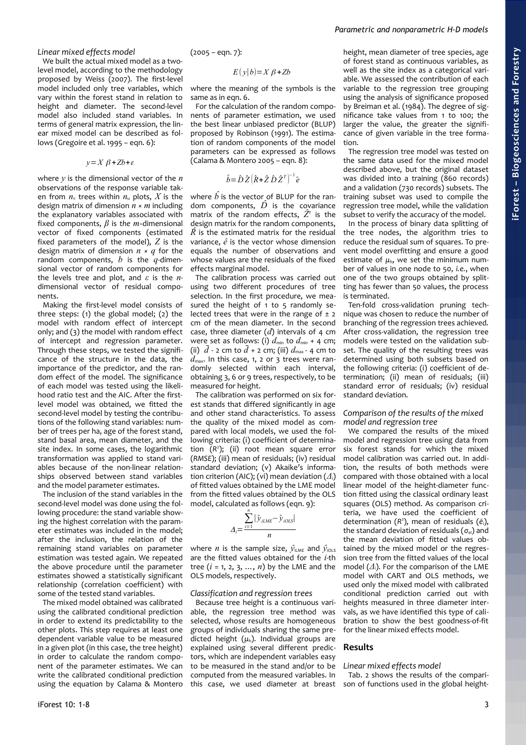### Linear mixed effects model

We built the actual mixed model as a two-level model, according to the methodology proposed by Weiss (2007). The first-level model included only tree variables, which vary within the forest stand in relation to height and diameter. The second-level model also included stand variables. In terms of general matrix expression, the linear mixed model can be described as follows (Gregoire et al. 1995 – eqn. 6):

$$y = X\beta + Zb + \varepsilon$$

where $y$ is the dimensional vector of the $n$ observations of the response variable taken from $n_v$ trees within $n_u$ plots, $X$ is the design matrix of dimension $n \times m$ including the explanatory variables associated with fixed components, $\beta$ is the $m$-dimensional vector of fixed components (estimated fixed parameters of the model), $Z$ is the design matrix of dimension $n \times q$ for the random components, $b$ is the $q$-dimensional vector of random components for the levels tree and plot, and $\varepsilon$ is the $n$-dimensional vector of residual components.

Making the first-level model consists of three steps: (1) the global model; (2) the model with random effect of intercept only; and (3) the model with random effect of intercept and regression parameter. Through these steps, we tested the significance of the structure in the data, the importance of the predictor, and the random effect of the model. The significance of each model was tested using the likelihood ratio test and the AIC. After the first-level model was obtained, we fitted the second-level model by testing the contributions of the following stand variables: number of trees per ha, age of the forest stand, stand basal area, mean diameter, and the site index. In some cases, the logarithmic transformation was applied to stand variables because of the non-linear relationships observed between stand variables and the model parameter estimates.

The inclusion of the stand variables in the second-level model was done using the following procedure: the stand variable showing the highest correlation with the parameter estimates was included in the model; after the inclusion, the relation of the remaining stand variables on parameter estimation was tested again. We repeated the above procedure until the parameter estimates showed a statistically significant relationship (correlation coefficient) with some of the tested stand variables.

The mixed model obtained was calibrated using the calibrated conditional prediction in order to extend its predictability to the other plots. This step requires at least one dependent variable value to be measured in a given plot (in this case, the tree height) in order to calculate the random component of the parameter estimates. We can write the calibrated conditional prediction using the equation by Calama & Montero (2005 – eqn. 7):

$$E(y|b) = X\beta + Zb$$

where the meaning of the symbols is the same as in eqn. 6.

For the calculation of the random components of parameter estimation, we used the best linear unbiased predictor (BLUP) proposed by Robinson (1991). The estimation of random components of the model parameters can be expressed as follows (Calama & Montero 2005 – eqn. 8):

$$\hat{b} = \hat{D}\hat{Z}\left(\hat{R} + \hat{Z}\hat{D}\hat{Z}^T\right)^{-1}\hat{e}$$

where $\hat{b}$ is the vector of BLUP for the random components, $\hat{D}$ is the covariance matrix of the random effects, $\hat{Z}^T$ is the design matrix for the random components, $\hat{R}$ is the estimated matrix for the residual variance, $\hat{e}$ is the vector whose dimension equals the number of observations and whose values are the residuals of the fixed effects marginal model.

The calibration process was carried out using two different procedures of tree selection. In the first procedure, we measured the height of 1 to 5 randomly selected trees that were in the range of ± 2 cm of the mean diameter. In the second case, three diameter ($d$) intervals of 4 cm were set as follows: (i) $d_{min}$ to $d_{min}$ + 4 cm; (ii) $\bar{d}$ - 2 cm to $\bar{d}$ + 2 cm; (iii) $d_{max}$ - 4 cm to $d_{max}$. In this case, 1, 2 or 3 trees were randomly selected within each interval, obtaining 3, 6 or 9 trees, respectively, to be measured for height.

The calibration was performed on six forest stands that differed significantly in age and other stand characteristics. To assess the quality of the mixed model as compared with local models, we used the following criteria: (i) coefficient of determination ($R^2$); (ii) root mean square error (*RMSE*); (iii) mean of residuals; (iv) residual standard deviation; (v) Akaike's information criterion (AIC); (vi) mean deviation ($\Delta_i$) of fitted values obtained by the LME model from the fitted values obtained by the OLS model, calculated as follows (eqn. 9):

$$\Delta_i = \frac{\sum_{i=1}^{n} \left|\hat{y}_{iLME} - \hat{y}_{iOLS}\right|}{n}$$

where $n$ is the sample size, $\hat{y}_{iLME}$ and $\hat{y}_{iOLS}$ are the fitted values obtained for the $i$-th tree ($i$ = 1, 2, 3, …, $n$) by the LME and the OLS models, respectively.

### Classification and regression trees

Because tree height is a continuous variable, the regression tree method was selected, whose results are homogeneous groups of individuals sharing the same predicted height ($\mu_h$). Individual groups are explained using several different predictors, which are independent variables easy to be measured in the stand and/or to be computed from the measured variables. In this case, we used diameter at breast height, mean diameter of tree species, age of forest stand as continuous variables, as well as the site index as a categorical variable. We assessed the contribution of each variable to the regression tree grouping using the analysis of significance proposed by Breiman et al. (1984). The degree of significance take values from 1 to 100; the larger the value, the greater the significance of given variable in the tree formation.

The regression tree model was tested on the same data used for the mixed model described above, but the original dataset was divided into a training (860 records) and a validation (730 records) subsets. The training subset was used to compile the regression tree model, while the validation subset to verify the accuracy of the model.

In the process of binary data splitting of the tree nodes, the algorithm tries to reduce the residual sum of squares. To prevent model overfitting and ensure a good estimate of $\mu_h$, we set the minimum number of values in one node to 50, *i.e.*, when one of the two groups obtained by splitting has fewer than 50 values, the process is terminated.

Ten-fold cross-validation pruning technique was chosen to reduce the number of branching of the regression trees achieved. After cross-validation, the regression tree models were tested on the validation subset. The quality of the resulting trees was determined using both subsets based on the following criteria: (i) coefficient of determination; (ii) mean of residuals; (iii) standard error of residuals; (iv) residual standard deviation.

### Comparison of the results of the mixed model and regression tree

We compared the results of the mixed model and regression tree using data from six forest stands for which the mixed model calibration was carried out. In addition, the results of both methods were compared with those obtained with a local linear model of the height-diameter function fitted using the classical ordinary least squares (OLS) method. As comparison criteria, we have used the coefficient of determination ($R^2$), mean of residuals ($\hat{e}_i$), the standard deviation of residuals ($\sigma_{ei}$) and the mean deviation of fitted values obtained by the mixed model or the regression tree from the fitted values of the local model ($\Delta_i$). For the comparison of the LME model with CART and OLS methods, we used only the mixed model with calibrated conditional prediction carried out with heights measured in three diameter intervals, as we have identified this type of calibration to show the best goodness-of-fit for the linear mixed effects model.

## Results

### Linear mixed effects model

Tab. 2 shows the results of the comparison of functions used in the global height-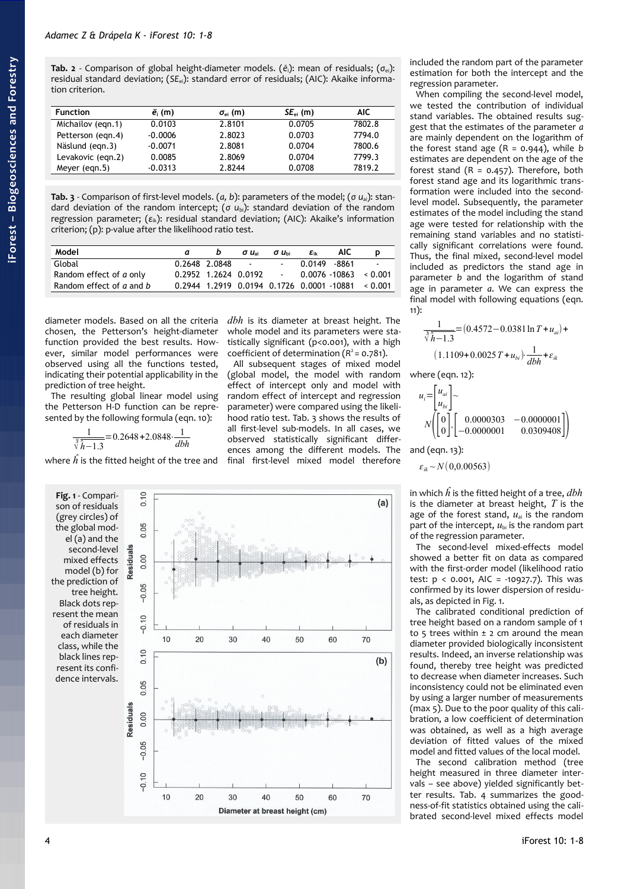**Tab. 2** - Comparison of global height-diameter models. ($\bar{e}_i$): mean of residuals; ($\sigma_{ei}$): residual standard deviation; ($SE_{ei}$): standard error of residuals; (AIC): Akaike information criterion.

| Function | $\bar{e}_i$ (m) | $\sigma_{ei}$ (m) | $SE_{ei}$ (m) | AIC |
|---|---|---|---|---|
| Michailov (eqn.1) | 0.0103 | 2.8101 | 0.0705 | 7802.8 |
| Petterson (eqn.4) | -0.0006 | 2.8023 | 0.0703 | 7794.0 |
| Näslund (eqn.3) | -0.0071 | 2.8081 | 0.0704 | 7800.6 |
| Levakovic (eqn.2) | 0.0085 | 2.8069 | 0.0704 | 7799.3 |
| Meyer (eqn.5) | -0.0313 | 2.8244 | 0.0708 | 7819.2 |

**Tab. 3** - Comparison of first-level models. ($a$, $b$): parameters of the model; ($\sigma\, u_{ai}$): standard deviation of the random intercept; ($\sigma\, u_{bi}$): standard deviation of the random regression parameter; ($\varepsilon_{ik}$): residual standard deviation; (AIC): Akaike's information criterion; (p): p-value after the likelihood ratio test.

| Model | $a$ | $b$ | $\sigma\, u_{ai}$ | $\sigma\, u_{bi}$ | $\varepsilon_{ik}$ | AIC | p |
|---|---|---|---|---|---|---|---|
| Global | 0.2648 | 2.0848 | - | - | 0.0149 | -8861 | - |
| Random effect of $a$ only | 0.2952 | 1.2624 | 0.0192 | - | 0.0076 | -10863 | < 0.001 |
| Random effect of $a$ and $b$ | 0.2944 | 1.2919 | 0.0194 | 0.1726 | 0.0001 | -10881 | < 0.001 |

diameter models. Based on all the criteria chosen, the Petterson's height-diameter function provided the best results. However, similar model performances were observed using all the functions tested, indicating their potential applicability in the prediction of tree height.

The resulting global linear model using the Petterson H-D function can be represented by the following formula (eqn. 10):

$$\frac{1}{\sqrt[3]{\hat{h}-1.3}}=0.2648+2.0848\cdot\frac{1}{dbh}$$

where $\hat{h}$ is the fitted height of the tree and $dbh$ is its diameter at breast height. The whole model and its parameters were statistically significant (p<0.001), with a high coefficient of determination ($R^2$ = 0.781).

All subsequent stages of mixed model (global model, the model with random effect of intercept only and model with random effect of intercept and regression parameter) were compared using the likelihood ratio test. Tab. 3 shows the results of all first-level sub-models. In all cases, we observed statistically significant differences among the different models. The final first-level mixed model therefore included the random part of the parameter estimation for both the intercept and the regression parameter.

When compiling the second-level model, we tested the contribution of individual stand variables. The obtained results suggest that the estimates of the parameter $a$ are mainly dependent on the logarithm of the forest stand age (R = 0.944), while $b$ estimates are dependent on the age of the forest stand (R = 0.457). Therefore, both forest stand age and its logarithmic transformation were included into the second-level model. Subsequently, the parameter estimates of the model including the stand age were tested for relationship with the remaining stand variables and no statistically significant correlations were found. Thus, the final mixed, second-level model included as predictors the stand age in parameter $b$ and the logarithm of stand age in parameter $a$. We can express the final model with following equations (eqn. 11):

$$\frac{1}{\sqrt[3]{\hat{h}-1.3}}=(0.4572-0.0381\ln T+u_{ai})+(1.1109+0.0025\,T+u_{bi})\cdot\frac{1}{dbh}+\varepsilon_{ik}$$

where (eqn. 12):

$$u_i=\begin{bmatrix}u_{ai}\\u_{bi}\end{bmatrix}\sim N\left(\begin{bmatrix}0\\0\end{bmatrix},\begin{bmatrix}0.0000303 & -0.0000001\\-0.0000001 & 0.0309408\end{bmatrix}\right)$$

and (eqn. 13):

$$\varepsilon_{ik}\sim N(0,0.00563)$$

in which $\hat{h}$ is the fitted height of a tree, $dbh$ is the diameter at breast height, $T$ is the age of the forest stand, $u_{ai}$ is the random part of the intercept, $u_{bi}$ is the random part of the regression parameter.

The second-level mixed-effects model showed a better fit on data as compared with the first-order model (likelihood ratio test: p < 0.001, AIC = -10927.7). This was confirmed by its lower dispersion of residuals, as depicted in Fig. 1.

**Fig. 1** - Comparison of residuals (grey circles) of the global model (a) and the second-level mixed effects model (b) for the prediction of tree height. Black dots represent the mean of residuals in each diameter class, while the black lines represent its confidence intervals.

The calibrated conditional prediction of tree height based on a random sample of 1 to 5 trees within ± 2 cm around the mean diameter provided biologically inconsistent results. Indeed, an inverse relationship was found, thereby tree height was predicted to decrease when diameter increases. Such inconsistency could not be eliminated even by using a larger number of measurements (max 5). Due to the poor quality of this calibration, a low coefficient of determination was obtained, as well as a high average deviation of fitted values of the mixed model and fitted values of the local model.

The second calibration method (tree height measured in three diameter intervals – see above) yielded significantly better results. Tab. 4 summarizes the goodness-of-fit statistics obtained using the calibrated second-level mixed effects model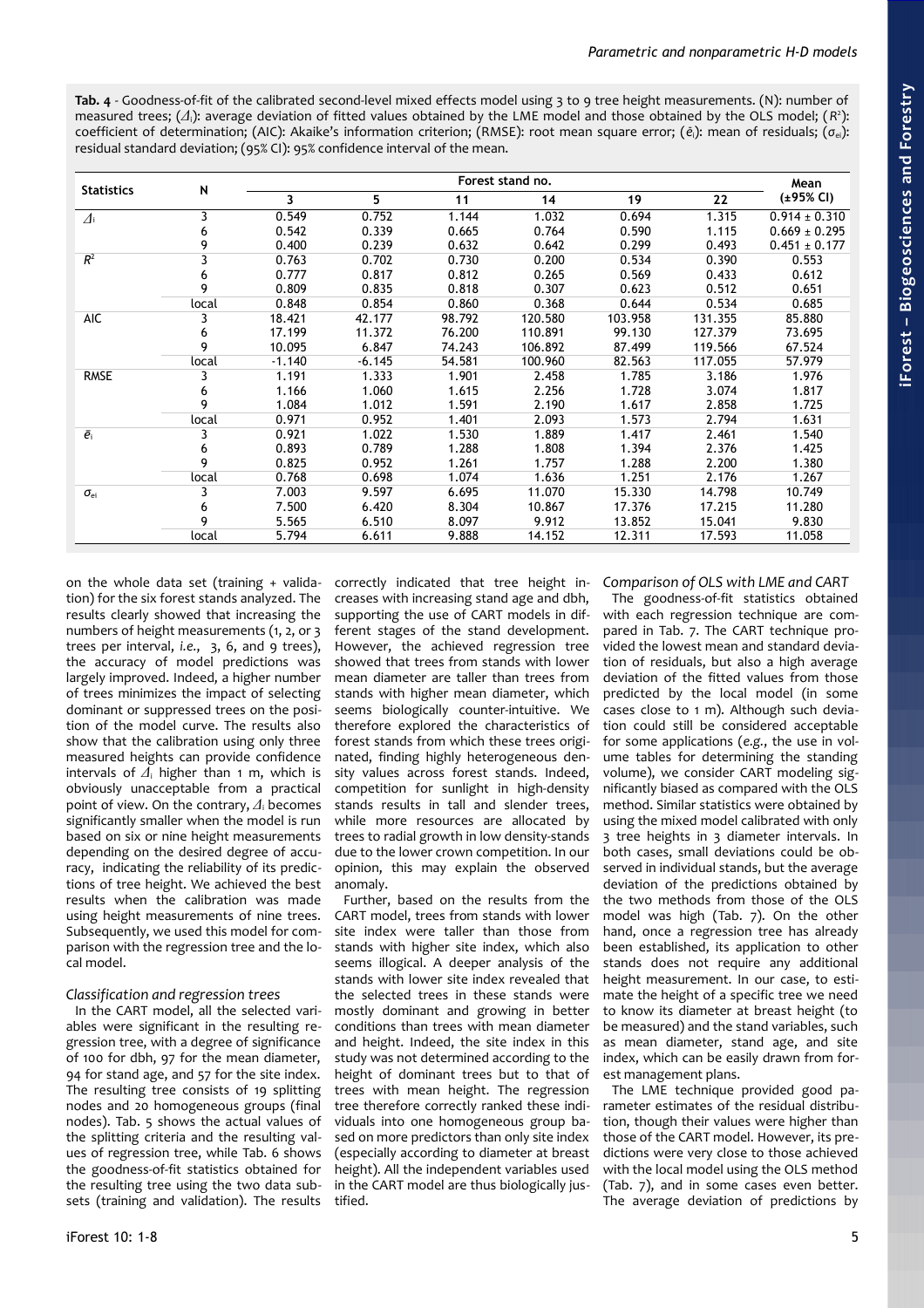**Tab. 4** - Goodness-of-fit of the calibrated second-level mixed effects model using 3 to 9 tree height measurements. (N): number of measured trees; ($\Delta_i$): average deviation of fitted values obtained by the LME model and those obtained by the OLS model; ($R^2$): coefficient of determination; (AIC): Akaike's information criterion; (RMSE): root mean square error; ($\bar{e}_i$): mean of residuals; ($\sigma_{ei}$): residual standard deviation; (95% CI): 95% confidence interval of the mean.

| Statistics | N | Forest stand no. | | | | | | Mean |
|---|---|---|---|---|---|---|---|---|
| | | 3 | 5 | 11 | 14 | 19 | 22 | (±95% CI) |
| $\Delta_i$ | 3 | 0.549 | 0.752 | 1.144 | 1.032 | 0.694 | 1.315 | 0.914 ± 0.310 |
| | 6 | 0.542 | 0.339 | 0.665 | 0.764 | 0.590 | 1.115 | 0.669 ± 0.295 |
| | 9 | 0.400 | 0.239 | 0.632 | 0.642 | 0.299 | 0.493 | 0.451 ± 0.177 |
| $R^2$ | 3 | 0.763 | 0.702 | 0.730 | 0.200 | 0.534 | 0.390 | 0.553 |
| | 6 | 0.777 | 0.817 | 0.812 | 0.265 | 0.569 | 0.433 | 0.612 |
| | 9 | 0.809 | 0.835 | 0.818 | 0.307 | 0.623 | 0.512 | 0.651 |
| | local | 0.848 | 0.854 | 0.860 | 0.368 | 0.644 | 0.534 | 0.685 |
| AIC | 3 | 18.421 | 42.177 | 98.792 | 120.580 | 103.958 | 131.355 | 85.880 |
| | 6 | 17.199 | 11.372 | 76.200 | 110.891 | 99.130 | 127.379 | 73.695 |
| | 9 | 10.095 | 6.847 | 74.243 | 106.892 | 87.499 | 119.566 | 67.524 |
| | local | -1.140 | -6.145 | 54.581 | 100.960 | 82.563 | 117.055 | 57.979 |
| RMSE | 3 | 1.191 | 1.333 | 1.901 | 2.458 | 1.785 | 3.186 | 1.976 |
| | 6 | 1.166 | 1.060 | 1.615 | 2.256 | 1.728 | 3.074 | 1.817 |
| | 9 | 1.084 | 1.012 | 1.591 | 2.190 | 1.617 | 2.858 | 1.725 |
| | local | 0.971 | 0.952 | 1.401 | 2.093 | 1.573 | 2.794 | 1.631 |
| $\bar{e}_i$ | 3 | 0.921 | 1.022 | 1.530 | 1.889 | 1.417 | 2.461 | 1.540 |
| | 6 | 0.893 | 0.789 | 1.288 | 1.808 | 1.394 | 2.376 | 1.425 |
| | 9 | 0.825 | 0.952 | 1.261 | 1.757 | 1.288 | 2.200 | 1.380 |
| | local | 0.768 | 0.698 | 1.074 | 1.636 | 1.251 | 2.176 | 1.267 |
| $\sigma_{ei}$ | 3 | 7.003 | 9.597 | 6.695 | 11.070 | 15.330 | 14.798 | 10.749 |
| | 6 | 7.500 | 6.420 | 8.304 | 10.867 | 17.376 | 17.215 | 11.280 |
| | 9 | 5.565 | 6.510 | 8.097 | 9.912 | 13.852 | 15.041 | 9.830 |
| | local | 5.794 | 6.611 | 9.888 | 14.152 | 12.311 | 17.593 | 11.058 |

on the whole data set (training + validation) for the six forest stands analyzed. The results clearly showed that increasing the numbers of height measurements (1, 2, or 3 trees per interval, *i.e.*, 3, 6, and 9 trees), the accuracy of model predictions was largely improved. Indeed, a higher number of trees minimizes the impact of selecting dominant or suppressed trees on the position of the model curve. The results also show that the calibration using only three measured heights can provide confidence intervals of $\Delta_i$ higher than 1 m, which is obviously unacceptable from a practical point of view. On the contrary, $\Delta_i$ becomes significantly smaller when the model is run based on six or nine height measurements depending on the desired degree of accuracy, indicating the reliability of its predictions of tree height. We achieved the best results when the calibration was made using height measurements of nine trees. Subsequently, we used this model for comparison with the regression tree and the local model.

### *Classification and regression trees*

In the CART model, all the selected variables were significant in the resulting regression tree, with a degree of significance of 100 for dbh, 97 for the mean diameter, 94 for stand age, and 57 for the site index. The resulting tree consists of 19 splitting nodes and 20 homogeneous groups (final nodes). Tab. 5 shows the actual values of the splitting criteria and the resulting values of regression tree, while Tab. 6 shows the goodness-of-fit statistics obtained for the resulting tree using the two data subsets (training and validation). The results correctly indicated that tree height increases with increasing stand age and dbh, supporting the use of CART models in different stages of the stand development. However, the achieved regression tree showed that trees from stands with lower mean diameter are taller than trees from stands with higher mean diameter, which seems biologically counter-intuitive. We therefore explored the characteristics of forest stands from which these trees originated, finding highly heterogeneous density values across forest stands. Indeed, competition for sunlight in high-density stands results in tall and slender trees, while more resources are allocated by trees to radial growth in low density-stands due to the lower crown competition. In our opinion, this may explain the observed anomaly.

Further, based on the results from the CART model, trees from stands with lower site index were taller than those from stands with higher site index, which also seems illogical. A deeper analysis of the stands with lower site index revealed that the selected trees in these stands were mostly dominant and growing in better conditions than trees with mean diameter and height. Indeed, the site index in this study was not determined according to the height of dominant trees but to that of trees with mean height. The regression tree therefore correctly ranked these individuals into one homogeneous group based on more predictors than only site index (especially according to diameter at breast height). All the independent variables used in the CART model are thus biologically justified.

### *Comparison of OLS with LME and CART*

The goodness-of-fit statistics obtained with each regression technique are compared in Tab. 7. The CART technique provided the lowest mean and standard deviation of residuals, but also a high average deviation of the fitted values from those predicted by the local model (in some cases close to 1 m). Although such deviation could still be considered acceptable for some applications (*e.g.*, the use in volume tables for determining the standing volume), we consider CART modeling significantly biased as compared with the OLS method. Similar statistics were obtained by using the mixed model calibrated with only 3 tree heights in 3 diameter intervals. In both cases, small deviations could be observed in individual stands, but the average deviation of the predictions obtained by the two methods from those of the OLS model was high (Tab. 7). On the other hand, once a regression tree has already been established, its application to other stands does not require any additional height measurement. In our case, to estimate the height of a specific tree we need to know its diameter at breast height (to be measured) and the stand variables, such as mean diameter, stand age, and site index, which can be easily drawn from forest management plans.

The LME technique provided good parameter estimates of the residual distribution, though their values were higher than those of the CART model. However, its predictions were very close to those achieved with the local model using the OLS method (Tab. 7), and in some cases even better. The average deviation of predictions by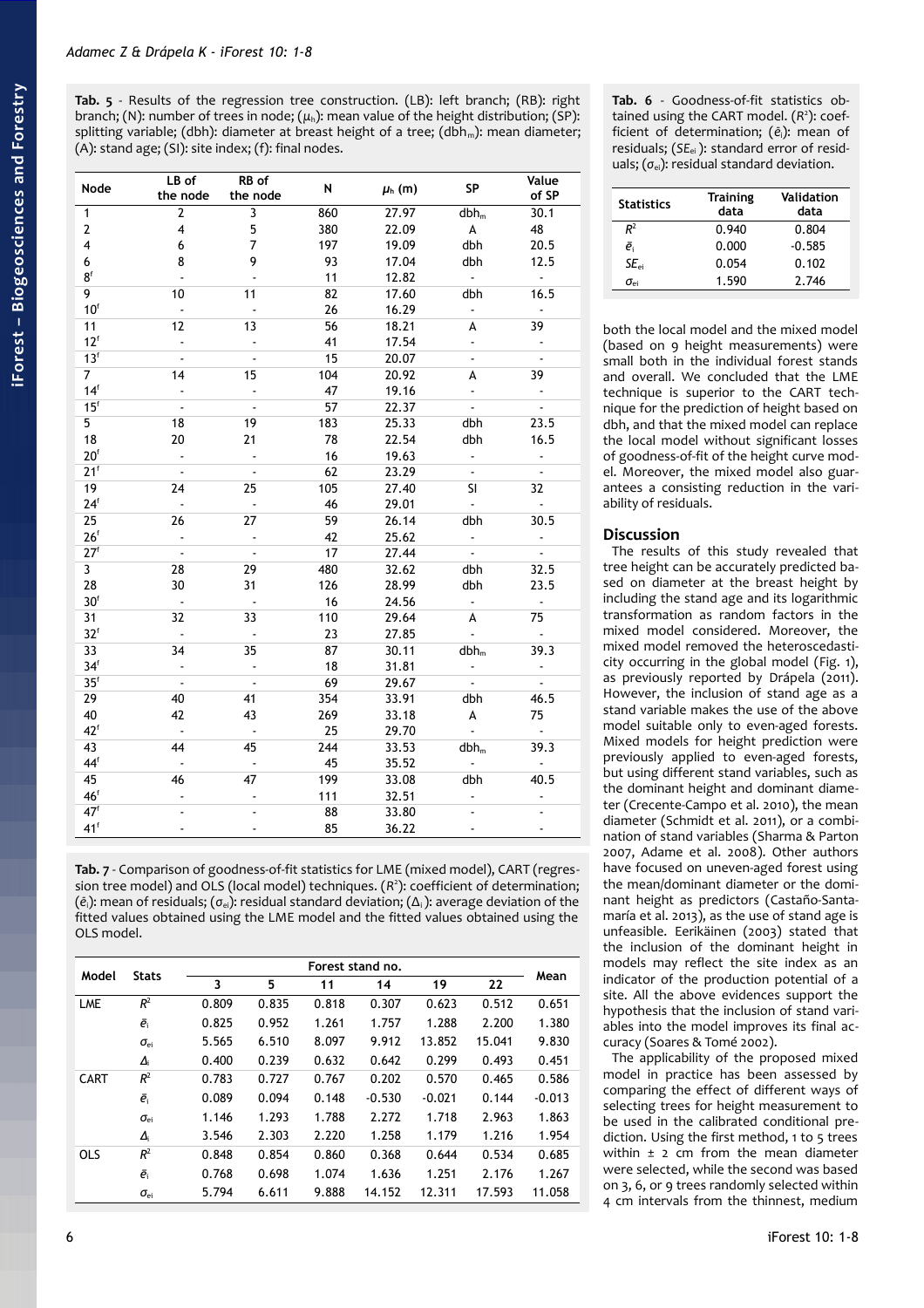**Tab. 5** - Results of the regression tree construction. (LB): left branch; (RB): right branch; (N): number of trees in node; ($\mu_h$): mean value of the height distribution; (SP): splitting variable; (dbh): diameter at breast height of a tree; ($dbh_m$): mean diameter; (A): stand age; (SI): site index; (f): final nodes.

| Node | LB of the node | RB of the node | N | $\mu_h$ (m) | SP | Value of SP |
|---|---|---|---|---|---|---|
| 1 | 2 | 3 | 860 | 27.97 | $dbh_m$ | 30.1 |
| 2 | 4 | 5 | 380 | 22.09 | A | 48 |
| 4 | 6 | 7 | 197 | 19.09 | dbh | 20.5 |
| 6 | 8 | 9 | 93 | 17.04 | dbh | 12.5 |
| $8^f$ | - | - | 11 | 12.82 | - | - |
| 9 | 10 | 11 | 82 | 17.60 | dbh | 16.5 |
| $10^f$ | - | - | 26 | 16.29 | - | - |
| 11 | 12 | 13 | 56 | 18.21 | A | 39 |
| $12^f$ | - | - | 41 | 17.54 | - | - |
| $13^f$ | - | - | 15 | 20.07 | - | - |
| 7 | 14 | 15 | 104 | 20.92 | A | 39 |
| $14^f$ | - | - | 47 | 19.16 | - | - |
| $15^f$ | - | - | 57 | 22.37 | - | - |
| 5 | 18 | 19 | 183 | 25.33 | dbh | 23.5 |
| 18 | 20 | 21 | 78 | 22.54 | dbh | 16.5 |
| $20^f$ | - | - | 16 | 19.63 | - | - |
| $21^f$ | - | - | 62 | 23.29 | - | - |
| 19 | 24 | 25 | 105 | 27.40 | SI | 32 |
| $24^f$ | - | - | 46 | 29.01 | - | - |
| 25 | 26 | 27 | 59 | 26.14 | dbh | 30.5 |
| $26^f$ | - | - | 42 | 25.62 | - | - |
| $27^f$ | - | - | 17 | 27.44 | - | - |
| 3 | 28 | 29 | 480 | 32.62 | dbh | 32.5 |
| 28 | 30 | 31 | 126 | 28.99 | dbh | 23.5 |
| $30^f$ | - | - | 16 | 24.56 | - | - |
| 31 | 32 | 33 | 110 | 29.64 | A | 75 |
| $32^f$ | - | - | 23 | 27.85 | - | - |
| 33 | 34 | 35 | 87 | 30.11 | $dbh_m$ | 39.3 |
| $34^f$ | - | - | 18 | 31.81 | - | - |
| $35^f$ | - | - | 69 | 29.67 | - | - |
| 29 | 40 | 41 | 354 | 33.91 | dbh | 46.5 |
| 40 | 42 | 43 | 269 | 33.18 | A | 75 |
| $42^f$ | - | - | 25 | 29.70 | - | - |
| 43 | 44 | 45 | 244 | 33.53 | $dbh_m$ | 39.3 |
| $44^f$ | - | - | 45 | 35.52 | - | - |
| 45 | 46 | 47 | 199 | 33.08 | dbh | 40.5 |
| $46^f$ | - | - | 111 | 32.51 | - | - |
| $47^f$ | - | - | 88 | 33.80 | - | - |
| $41^f$ | - | - | 85 | 36.22 | - | - |

**Tab. 6** - Goodness-of-fit statistics obtained using the CART model. ($R^2$): coefficient of determination; ($\bar{e}_i$): mean of residuals; ($SE_{ei}$): standard error of residuals; ($\sigma_{ei}$): residual standard deviation.

| Statistics | Training data | Validation data |
|---|---|---|
| $R^2$ | 0.940 | 0.804 |
| $\bar{e}_i$ | 0.000 | -0.585 |
| $SE_{ei}$ | 0.054 | 0.102 |
| $\sigma_{ei}$ | 1.590 | 2.746 |

**Tab. 7** - Comparison of goodness-of-fit statistics for LME (mixed model), CART (regression tree model) and OLS (local model) techniques. ($R^2$): coefficient of determination; ($\bar{e}_i$): mean of residuals; ($\sigma_{ei}$): residual standard deviation; ($\Delta_i$): average deviation of the fitted values obtained using the LME model and the fitted values obtained using the OLS model.

| Model | Stats | Forest stand no. | | | | | | Mean |
|---|---|---|---|---|---|---|---|---|
| | | 3 | 5 | 11 | 14 | 19 | 22 | |
| LME | $R^2$ | 0.809 | 0.835 | 0.818 | 0.307 | 0.623 | 0.512 | 0.651 |
| | $\bar{e}_i$ | 0.825 | 0.952 | 1.261 | 1.757 | 1.288 | 2.200 | 1.380 |
| | $\sigma_{ei}$ | 5.565 | 6.510 | 8.097 | 9.912 | 13.852 | 15.041 | 9.830 |
| | $\Delta_i$ | 0.400 | 0.239 | 0.632 | 0.642 | 0.299 | 0.493 | 0.451 |
| CART | $R^2$ | 0.783 | 0.727 | 0.767 | 0.202 | 0.570 | 0.465 | 0.586 |
| | $\bar{e}_i$ | 0.089 | 0.094 | 0.148 | -0.530 | -0.021 | 0.144 | -0.013 |
| | $\sigma_{ei}$ | 1.146 | 1.293 | 1.788 | 2.272 | 1.718 | 2.963 | 1.863 |
| | $\Delta_i$ | 3.546 | 2.303 | 2.220 | 1.258 | 1.179 | 1.216 | 1.954 |
| OLS | $R^2$ | 0.848 | 0.854 | 0.860 | 0.368 | 0.644 | 0.534 | 0.685 |
| | $\bar{e}_i$ | 0.768 | 0.698 | 1.074 | 1.636 | 1.251 | 2.176 | 1.267 |
| | $\sigma_{ei}$ | 5.794 | 6.611 | 9.888 | 14.152 | 12.311 | 17.593 | 11.058 |

both the local model and the mixed model (based on 9 height measurements) were small both in the individual forest stands and overall. We concluded that the LME technique is superior to the CART technique for the prediction of height based on dbh, and that the mixed model can replace the local model without significant losses of goodness-of-fit of the height curve model. Moreover, the mixed model also guarantees a consisting reduction in the variability of residuals.

## Discussion

The results of this study revealed that tree height can be accurately predicted based on diameter at the breast height by including the stand age and its logarithmic transformation as random factors in the mixed model considered. Moreover, the mixed model removed the heteroscedasticity occurring in the global model (Fig. 1), as previously reported by Drápela (2011). However, the inclusion of stand age as a stand variable makes the use of the above model suitable only to even-aged forests. Mixed models for height prediction were previously applied to even-aged forests, but using different stand variables, such as the dominant height and dominant diameter (Crecente-Campo et al. 2010), the mean diameter (Schmidt et al. 2011), or a combination of stand variables (Sharma & Parton 2007, Adame et al. 2008). Other authors have focused on uneven-aged forest using the mean/dominant diameter or the dominant height as predictors (Castaño-Santamaría et al. 2013), as the use of stand age is unfeasible. Eerikäinen (2003) stated that the inclusion of the dominant height in models may reflect the site index as an indicator of the production potential of a site. All the above evidences support the hypothesis that the inclusion of stand variables into the model improves its final accuracy (Soares & Tomé 2002).

The applicability of the proposed mixed model in practice has been assessed by comparing the effect of different ways of selecting trees for height measurement to be used in the calibrated conditional prediction. Using the first method, 1 to 5 trees within ± 2 cm from the mean diameter were selected, while the second was based on 3, 6, or 9 trees randomly selected within 4 cm intervals from the thinnest, medium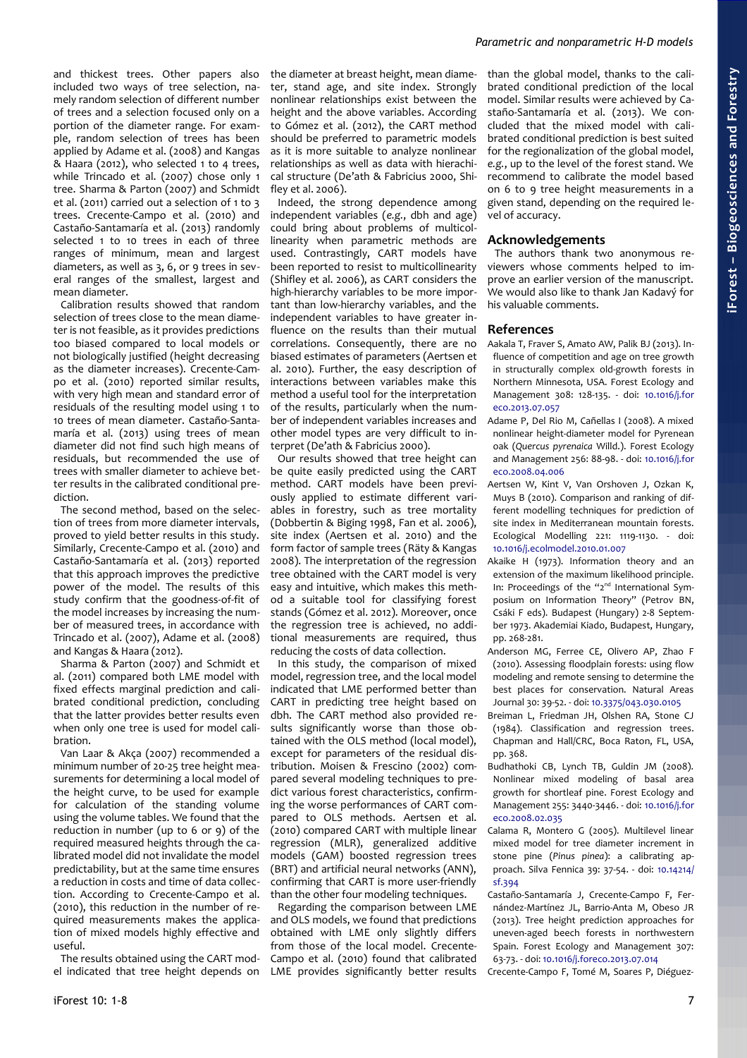and thickest trees. Other papers also included two ways of tree selection, namely random selection of different number of trees and a selection focused only on a portion of the diameter range. For example, random selection of trees has been applied by Adame et al. (2008) and Kangas & Haara (2012), who selected 1 to 4 trees, while Trincado et al. (2007) chose only 1 tree. Sharma & Parton (2007) and Schmidt et al. (2011) carried out a selection of 1 to 3 trees. Crecente-Campo et al. (2010) and Castaño-Santamaría et al. (2013) randomly selected 1 to 10 trees in each of three ranges of minimum, mean and largest diameters, as well as 3, 6, or 9 trees in several ranges of the smallest, largest and mean diameter.

Calibration results showed that random selection of trees close to the mean diameter is not feasible, as it provides predictions too biased compared to local models or not biologically justified (height decreasing as the diameter increases). Crecente-Campo et al. (2010) reported similar results, with very high mean and standard error of residuals of the resulting model using 1 to 10 trees of mean diameter. Castaño-Santamaría et al. (2013) using trees of mean diameter did not find such high means of residuals, but recommended the use of trees with smaller diameter to achieve better results in the calibrated conditional prediction.

The second method, based on the selection of trees from more diameter intervals, proved to yield better results in this study. Similarly, Crecente-Campo et al. (2010) and Castaño-Santamaría et al. (2013) reported that this approach improves the predictive power of the model. The results of this study confirm that the goodness-of-fit of the model increases by increasing the number of measured trees, in accordance with Trincado et al. (2007), Adame et al. (2008) and Kangas & Haara (2012).

Sharma & Parton (2007) and Schmidt et al. (2011) compared both LME model with fixed effects marginal prediction and calibrated conditional prediction, concluding that the latter provides better results even when only one tree is used for model calibration.

Van Laar & Akça (2007) recommended a minimum number of 20-25 tree height measurements for determining a local model of the height curve, to be used for example for calculation of the standing volume using the volume tables. We found that the reduction in number (up to 6 or 9) of the required measured heights through the calibrated model did not invalidate the model predictability, but at the same time ensures a reduction in costs and time of data collection. According to Crecente-Campo et al. (2010), this reduction in the number of required measurements makes the application of mixed models highly effective and useful.

The results obtained using the CART model indicated that tree height depends on the diameter at breast height, mean diameter, stand age, and site index. Strongly nonlinear relationships exist between the height and the above variables. According to Gómez et al. (2012), the CART method should be preferred to parametric models as it is more suitable to analyze nonlinear relationships as well as data with hierarchical structure (De'ath & Fabricius 2000, Shifley et al. 2006).

Indeed, the strong dependence among independent variables (*e.g.*, dbh and age) could bring about problems of multicollinearity when parametric methods are used. Contrastingly, CART models have been reported to resist to multicollinearity (Shifley et al. 2006), as CART considers the high-hierarchy variables to be more important than low-hierarchy variables, and the independent variables to have greater influence on the results than their mutual correlations. Consequently, there are no biased estimates of parameters (Aertsen et al. 2010). Further, the easy description of interactions between variables make this method a useful tool for the interpretation of the results, particularly when the number of independent variables increases and other model types are very difficult to interpret (De'ath & Fabricius 2000).

Our results showed that tree height can be quite easily predicted using the CART method. CART models have been previously applied to estimate different variables in forestry, such as tree mortality (Dobbertin & Biging 1998, Fan et al. 2006), site index (Aertsen et al. 2010) and the form factor of sample trees (Räty & Kangas 2008). The interpretation of the regression tree obtained with the CART model is very easy and intuitive, which makes this method a suitable tool for classifying forest stands (Gómez et al. 2012). Moreover, once the regression tree is achieved, no additional measurements are required, thus reducing the costs of data collection.

In this study, the comparison of mixed model, regression tree, and the local model indicated that LME performed better than CART in predicting tree height based on dbh. The CART method also provided results significantly worse than those obtained with the OLS method (local model), except for parameters of the residual distribution. Moisen & Frescino (2002) compared several modeling techniques to predict various forest characteristics, confirming the worse performances of CART compared to OLS methods. Aertsen et al. (2010) compared CART with multiple linear regression (MLR), generalized additive models (GAM) boosted regression trees (BRT) and artificial neural networks (ANN), confirming that CART is more user-friendly than the other four modeling techniques.

Regarding the comparison between LME and OLS models, we found that predictions obtained with LME only slightly differs from those of the local model. Crecente-Campo et al. (2010) found that calibrated LME provides significantly better results than the global model, thanks to the calibrated conditional prediction of the local model. Similar results were achieved by Castaño-Santamaría et al. (2013). We concluded that the mixed model with calibrated conditional prediction is best suited for the regionalization of the global model, *e.g.*, up to the level of the forest stand. We recommend to calibrate the model based on 6 to 9 tree height measurements in a given stand, depending on the required level of accuracy.

## Acknowledgements

The authors thank two anonymous reviewers whose comments helped to improve an earlier version of the manuscript. We would also like to thank Jan Kadavý for his valuable comments.

## References

Aakala T, Fraver S, Amato AW, Palik BJ (2013). Influence of competition and age on tree growth in structurally complex old-growth forests in Northern Minnesota, USA. Forest Ecology and Management 308: 128-135. - doi: 10.1016/j.foreco.2013.07.057

Adame P, Del Rio M, Cañellas I (2008). A mixed nonlinear height-diameter model for Pyrenean oak (*Quercus pyrenaica* Willd.). Forest Ecology and Management 256: 88-98. - doi: 10.1016/j.foreco.2008.04.006

Aertsen W, Kint V, Van Orshoven J, Ozkan K, Muys B (2010). Comparison and ranking of different modelling techniques for prediction of site index in Mediterranean mountain forests. Ecological Modelling 221: 1119-1130. - doi: 10.1016/j.ecolmodel.2010.01.007

Akaike H (1973). Information theory and an extension of the maximum likelihood principle. In: Proceedings of the "2nd International Symposium on Information Theory" (Petrov BN, Csáki F eds). Budapest (Hungary) 2-8 September 1973. Akademiai Kiado, Budapest, Hungary, pp. 268-281.

Anderson MG, Ferree CE, Olivero AP, Zhao F (2010). Assessing floodplain forests: using flow modeling and remote sensing to determine the best places for conservation. Natural Areas Journal 30: 39-52. - doi: 10.3375/043.030.0105

Breiman L, Friedman JH, Olshen RA, Stone CJ (1984). Classification and regression trees. Chapman and Hall/CRC, Boca Raton, FL, USA, pp. 368.

Budhathoki CB, Lynch TB, Guldin JM (2008). Nonlinear mixed modeling of basal area growth for shortleaf pine. Forest Ecology and Management 255: 3440-3446. - doi: 10.1016/j.foreco.2008.02.035

Calama R, Montero G (2005). Multilevel linear mixed model for tree diameter increment in stone pine (*Pinus pinea*): a calibrating approach. Silva Fennica 39: 37-54. - doi: 10.14214/sf.394

Castaño-Santamaría J, Crecente-Campo F, Fernández-Martínez JL, Barrio-Anta M, Obeso JR (2013). Tree height prediction approaches for uneven-aged beech forests in northwestern Spain. Forest Ecology and Management 307: 63-73. - doi: 10.1016/j.foreco.2013.07.014

Crecente-Campo F, Tomé M, Soares P, Diéguez-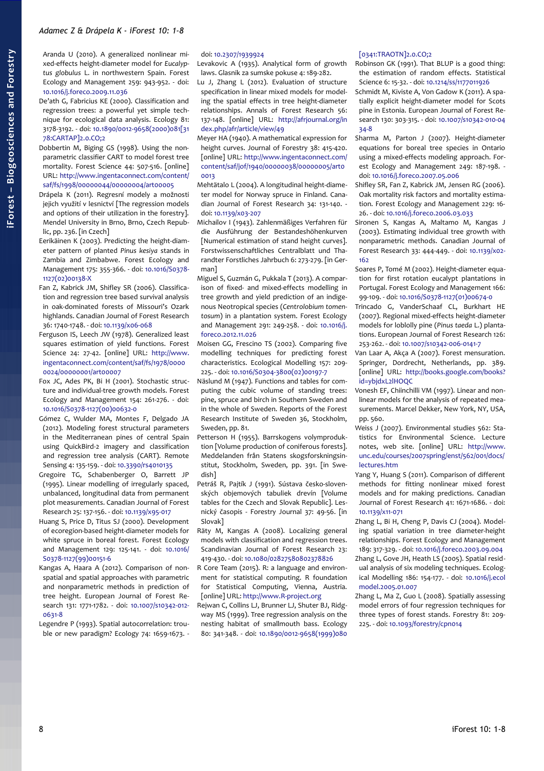Aranda U (2010). A generalized nonlinear mixed-effects height-diameter model for *Eucalyptus globulus* L. in northwestern Spain. Forest Ecology and Management 259: 943-952. - doi: 10.1016/j.foreco.2009.11.036

De'ath G, Fabricius KE (2000). Classification and regression trees: a powerful yet simple technique for ecological data analysis. Ecology 81: 3178-3192. - doi: 10.1890/0012-9658(2000)081[3178:CARTAP]2.0.CO;2

Dobbertin M, Biging GS (1998). Using the nonparametric classifier CART to model forest tree mortality. Forest Science 44: 507-516. [online] URL: http://www.ingentaconnect.com/content/saf/fs/1998/00000044/00000004/art00005

Drápela K (2011). Regresní modely a možnosti jejich využití v lesnictví [The regression models and options of their utilization in the forestry]. Mendel University in Brno, Brno, Czech Republic, pp. 236. [in Czech]

Eerikäinen K (2003). Predicting the height-diameter pattern of planted *Pinus kesiya* stands in Zambia and Zimbabwe. Forest Ecology and Management 175: 355-366. - doi: 10.1016/S0378-1127(02)00138-X

Fan Z, Kabrick JM, Shifley SR (2006). Classification and regression tree based survival analysis in oak-dominated forests of Missouri's Ozark highlands. Canadian Journal of Forest Research 36: 1740-1748. - doi: 10.1139/x06-068

Ferguson IS, Leech JW (1978). Generalized least squares estimation of yield functions. Forest Science 24: 27-42. [online] URL: http://www.ingentaconnect.com/content/saf/fs/1978/00000024/00000001/art00007

Fox JC, Ades PK, Bi H (2001). Stochastic structure and individual-tree growth models. Forest Ecology and Management 154: 261-276. - doi: 10.1016/S0378-1127(00)00632-0

Gómez C, Wulder MA, Montes F, Delgado JA (2012). Modeling forest structural parameters in the Mediterranean pines of central Spain using QuickBird-2 imagery and classification and regression tree analysis (CART). Remote Sensing 4: 135-159. - doi: 10.3390/rs4010135

Gregoire TG, Schabenberger O, Barrett JP (1995). Linear modelling of irregularly spaced, unbalanced, longitudinal data from permanent plot measurements. Canadian Journal of Forest Research 25: 137-156. - doi: 10.1139/x95-017

Huang S, Price D, Titus SJ (2000). Development of ecoregion-based height-diameter models for white spruce in boreal forest. Forest Ecology and Management 129: 125-141. - doi: 10.1016/S0378-1127(99)00151-6

Kangas A, Haara A (2012). Comparison of nonspatial and spatial approaches with parametric and nonparametric methods in prediction of tree height. European Journal of Forest Research 131: 1771-1782. - doi: 10.1007/s10342-012-0631-8

Legendre P (1993). Spatial autocorrelation: trouble or new paradigm? Ecology 74: 1659-1673. - doi: 10.2307/1939924

Levakovic A (1935). Analytical form of growth laws. Glasnik za sumske pokuse 4: 189-282.

Lu J, Zhang L (2012). Evaluation of structure specification in linear mixed models for modeling the spatial effects in tree height-diameter relationships. Annals of Forest Research 56: 137-148. [online] URL: http://afrjournal.org/index.php/afr/article/view/49

Meyer HA (1940). A mathematical expression for height curves. Journal of Forestry 38: 415-420. [online] URL: http://www.ingentaconnect.com/content/saf/jof/1940/00000038/00000005/art00013

Mehtätalo L (2004). A longitudinal height-diameter model for Norway spruce in Finland. Canadian Journal of Forest Research 34: 131-140. - doi: 10.1139/x03-207

Michailov I (1943). Zahlenmäßiges Verfahren für die Ausführung der Bestandeshöhenkurven [Numerical estimation of stand height curves]. Forstwissenschaftliches Centralblatt und Tharandter Forstliches Jahrbuch 6: 273-279. [in German]

Miguel S, Guzmán G, Pukkala T (2013). A comparison of fixed- and mixed-effects modelling in tree growth and yield prediction of an indigenous Neotropical species (*Centrolobium tomentosum*) in a plantation system. Forest Ecology and Management 291: 249-258. - doi: 10.1016/j.foreco.2012.11.026

Moisen GG, Frescino TS (2002). Comparing five modelling techniques for predicting forest characteristics. Ecological Modelling 157: 209-225. - doi: 10.1016/S0304-3800(02)00197-7

Näslund M (1947). Functions and tables for computing the cubic volume of standing trees: pine, spruce and birch in Southern Sweden and in the whole of Sweden. Reports of the Forest Research Institute of Sweden 36, Stockholm, Sweden, pp. 81.

Petterson H (1955). Barrskogens volymproduktion [Volume production of coniferous forests]. Meddelanden från Statens skogsforskningsinstitut, Stockholm, Sweden, pp. 391. [in Swedish]

Petráš R, Pajtík J (1991). Sústava česko-slovenských objemových tabuliek drevín [Volume tables for the Czech and Slovak Republic]. Lesnický časopis - Forestry Journal 37: 49-56. [in Slovak]

Räty M, Kangas A (2008). Localizing general models with classification and regression trees. Scandinavian Journal of Forest Research 23: 419-430. - doi: 10.1080/02827580802378826

R Core Team (2015). R: a language and environment for statistical computing. R foundation for Statistical Computing, Vienna, Austria. [online] URL: http://www.R-project.org

Rejwan C, Collins LJ, Brunner LJ, Shuter BJ, Ridgway MS (1999). Tree regression analysis on the nesting habitat of smallmouth bass. Ecology 80: 341-348. - doi: 10.1890/0012-9658(1999)080[0341:TRAOTN]2.0.CO;2

Robinson GK (1991). That BLUP is a good thing: the estimation of random effects. Statistical Science 6: 15-32. - doi: 10.1214/ss/1177011926

Schmidt M, Kiviste A, Von Gadow K (2011). A spatially explicit height-diameter model for Scots pine in Estonia. European Journal of Forest Research 130: 303-315. - doi: 10.1007/s10342-010-0434-8

Sharma M, Parton J (2007). Height-diameter equations for boreal tree species in Ontario using a mixed-effects modeling approach. Forest Ecology and Management 249: 187-198. - doi: 10.1016/j.foreco.2007.05.006

Shifley SR, Fan Z, Kabrick JM, Jensen RG (2006). Oak mortality risk factors and mortality estimation. Forest Ecology and Management 229: 16-26. - doi: 10.1016/j.foreco.2006.03.033

Sironen S, Kangas A, Maltamo M, Kangas J (2003). Estimating individual tree growth with nonparametric methods. Canadian Journal of Forest Research 33: 444-449. - doi: 10.1139/x02-162

Soares P, Tomé M (2002). Height-diameter equation for first rotation eucalypt plantations in Portugal. Forest Ecology and Management 166: 99-109. - doi: 10.1016/S0378-1127(01)00674-0

Trincado G, VanderSchaaf CL, Burkhart HE (2007). Regional mixed-effects height-diameter models for loblolly pine (*Pinus taeda* L.) plantations. European Journal of Forest Research 126: 253-262. - doi: 10.1007/s10342-006-0141-7

Van Laar A, Akça A (2007). Forest mensuration. Springer, Dordrecht, Netherlands, pp. 389. [online] URL: http://books.google.com/books?id=ybjdxL2lHOQC

Vonesh EF, Chinchilli VM (1997). Linear and nonlinear models for the analysis of repeated measurements. Marcel Dekker, New York, NY, USA, pp. 560.

Weiss J (2007). Environmental studies 562: Statistics for Environmental Science. Lecture notes, web site. [online] URL: http://www.unc.edu/courses/2007spring/enst/562/001/docs/lectures.htm

Yang Y, Huang S (2011). Comparison of different methods for fitting nonlinear mixed forest models and for making predictions. Canadian Journal of Forest Research 41: 1671-1686. - doi: 10.1139/x11-071

Zhang L, Bi H, Cheng P, Davis CJ (2004). Modeling spatial variation in tree diameter-height relationships. Forest Ecology and Management 189: 317-329. - doi: 10.1016/j.foreco.2003.09.004

Zhang L, Gove JH, Heath LS (2005). Spatial residual analysis of six modeling techniques. Ecological Modelling 186: 154-177. - doi: 10.1016/j.ecolmodel.2005.01.007

Zhang L, Ma Z, Guo L (2008). Spatially assessing model errors of four regression techniques for three types of forest stands. Forestry 81: 209-225. - doi: 10.1093/forestry/cpn014